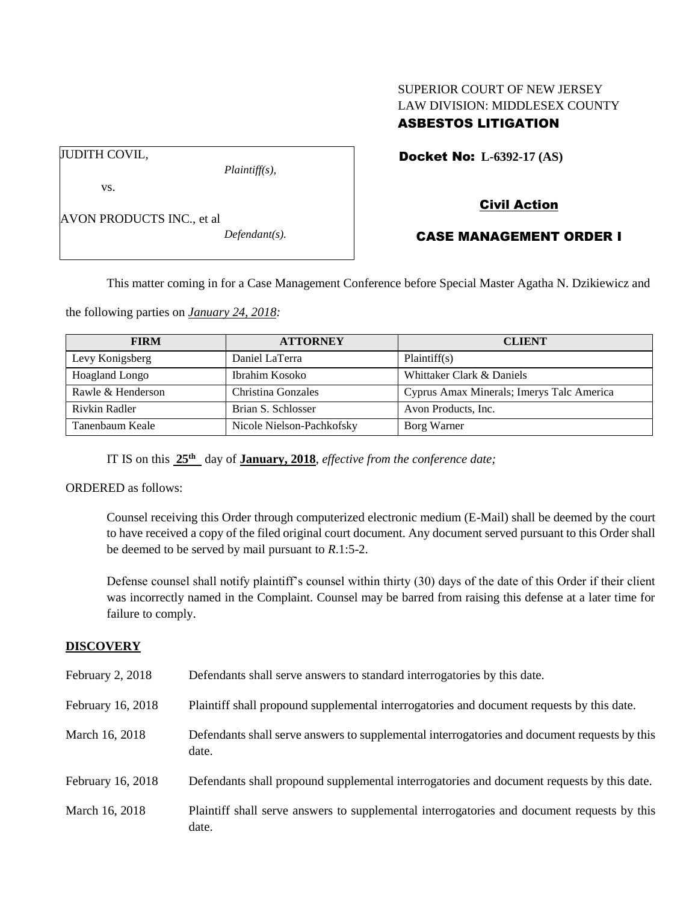SUPERIOR COURT OF NEW JERSEY
LAW DIVISION: MIDDLESEX COUNTY
**ASBESTOS LITIGATION**

JUDITH COVIL,
*Plaintiff(s),*

vs.

AVON PRODUCTS INC., et al
*Defendant(s).*

**Docket No: L-6392-17 (AS)**

## Civil Action

## CASE MANAGEMENT ORDER I

This matter coming in for a Case Management Conference before Special Master Agatha N. Dzikiewicz and the following parties on *January 24, 2018:*

| FIRM | ATTORNEY | CLIENT |
|---|---|---|
| Levy Konigsberg | Daniel LaTerra | Plaintiff(s) |
| Hoagland Longo | Ibrahim Kosoko | Whittaker Clark & Daniels |
| Rawle & Henderson | Christina Gonzales | Cyprus Amax Minerals; Imerys Talc America |
| Rivkin Radler | Brian S. Schlosser | Avon Products, Inc. |
| Tanenbaum Keale | Nicole Nielson-Pachkofsky | Borg Warner |

IT IS on this **25th** day of **January, 2018**, *effective from the conference date;*

ORDERED as follows:

Counsel receiving this Order through computerized electronic medium (E-Mail) shall be deemed by the court to have received a copy of the filed original court document. Any document served pursuant to this Order shall be deemed to be served by mail pursuant to *R*.1:5-2.

Defense counsel shall notify plaintiff's counsel within thirty (30) days of the date of this Order if their client was incorrectly named in the Complaint. Counsel may be barred from raising this defense at a later time for failure to comply.

## DISCOVERY

| | |
|---|---|
| February 2, 2018 | Defendants shall serve answers to standard interrogatories by this date. |
| February 16, 2018 | Plaintiff shall propound supplemental interrogatories and document requests by this date. |
| March 16, 2018 | Defendants shall serve answers to supplemental interrogatories and document requests by this date. |
| February 16, 2018 | Defendants shall propound supplemental interrogatories and document requests by this date. |
| March 16, 2018 | Plaintiff shall serve answers to supplemental interrogatories and document requests by this date. |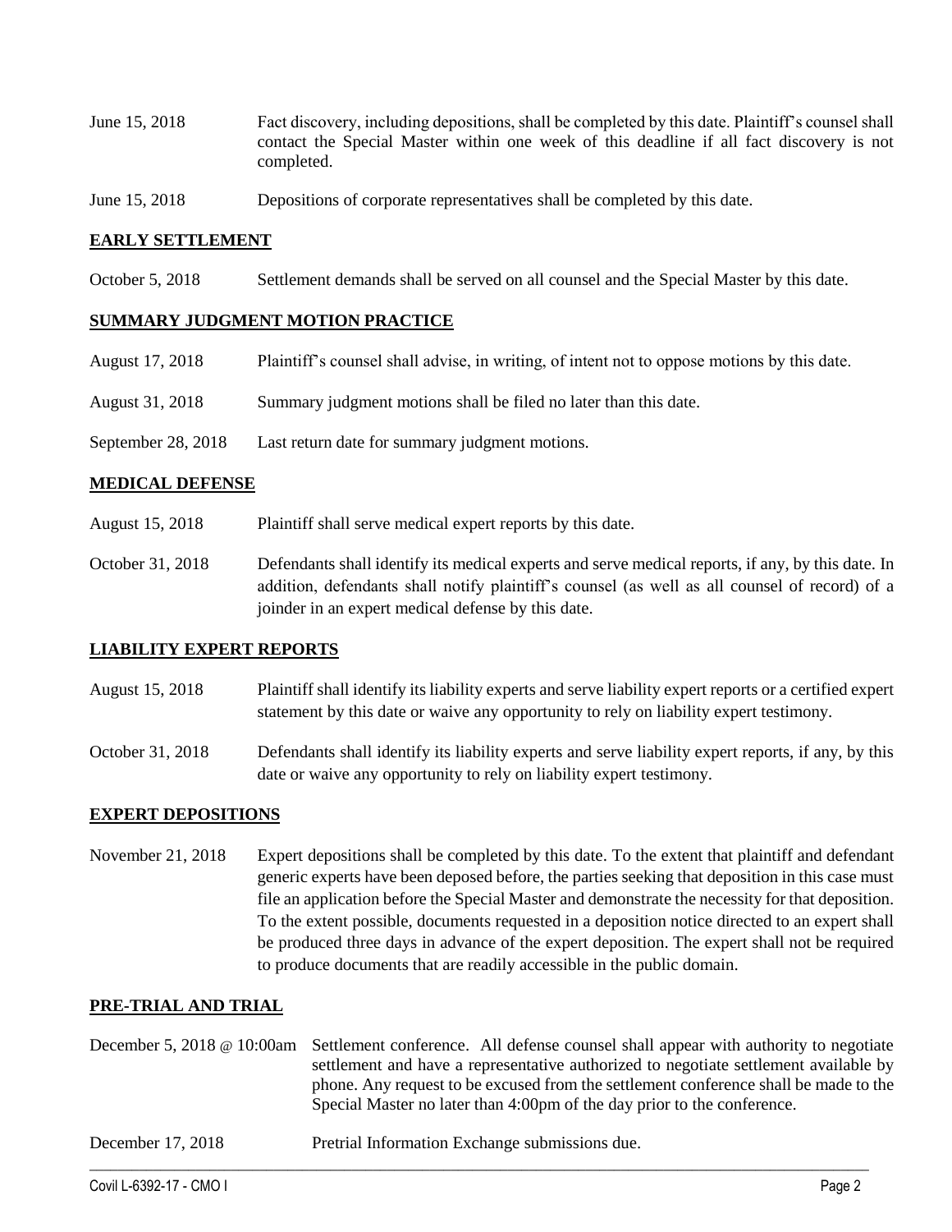June 15, 2018 Fact discovery, including depositions, shall be completed by this date. Plaintiff's counsel shall contact the Special Master within one week of this deadline if all fact discovery is not completed.

June 15, 2018 Depositions of corporate representatives shall be completed by this date.

## EARLY SETTLEMENT

October 5, 2018 Settlement demands shall be served on all counsel and the Special Master by this date.

## SUMMARY JUDGMENT MOTION PRACTICE

August 17, 2018 Plaintiff's counsel shall advise, in writing, of intent not to oppose motions by this date.

August 31, 2018 Summary judgment motions shall be filed no later than this date.

September 28, 2018 Last return date for summary judgment motions.

## MEDICAL DEFENSE

August 15, 2018 Plaintiff shall serve medical expert reports by this date.

October 31, 2018 Defendants shall identify its medical experts and serve medical reports, if any, by this date. In addition, defendants shall notify plaintiff's counsel (as well as all counsel of record) of a joinder in an expert medical defense by this date.

## LIABILITY EXPERT REPORTS

August 15, 2018 Plaintiff shall identify its liability experts and serve liability expert reports or a certified expert statement by this date or waive any opportunity to rely on liability expert testimony.

October 31, 2018 Defendants shall identify its liability experts and serve liability expert reports, if any, by this date or waive any opportunity to rely on liability expert testimony.

## EXPERT DEPOSITIONS

November 21, 2018 Expert depositions shall be completed by this date. To the extent that plaintiff and defendant generic experts have been deposed before, the parties seeking that deposition in this case must file an application before the Special Master and demonstrate the necessity for that deposition. To the extent possible, documents requested in a deposition notice directed to an expert shall be produced three days in advance of the expert deposition. The expert shall not be required to produce documents that are readily accessible in the public domain.

## PRE-TRIAL AND TRIAL

December 5, 2018 @ 10:00am Settlement conference. All defense counsel shall appear with authority to negotiate settlement and have a representative authorized to negotiate settlement available by phone. Any request to be excused from the settlement conference shall be made to the Special Master no later than 4:00pm of the day prior to the conference.

December 17, 2018 Pretrial Information Exchange submissions due.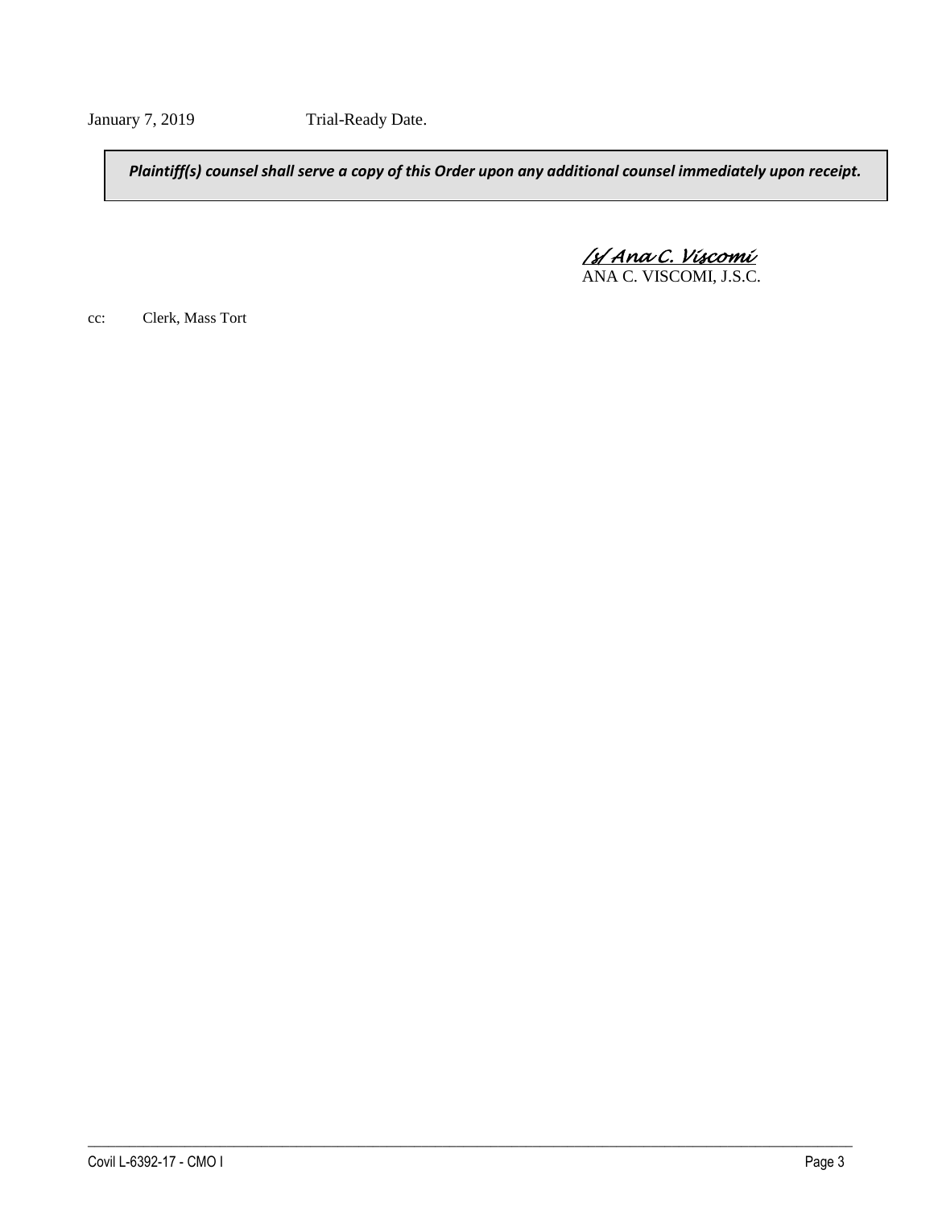| | |
|---|---|
| January 7, 2019 | Trial-Ready Date. |

***Plaintiff(s) counsel shall serve a copy of this Order upon any additional counsel immediately upon receipt.***

/s/ Ana C. Viscomi
ANA C. VISCOMI, J.S.C.

cc: Clerk, Mass Tort